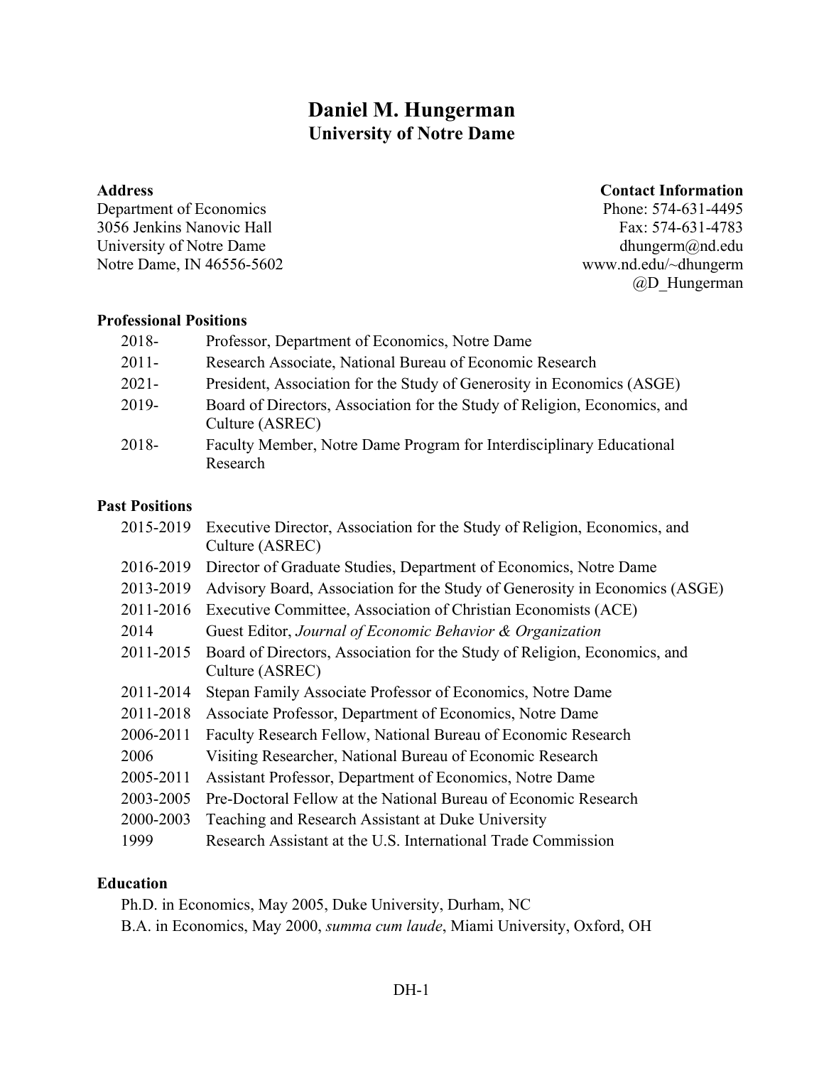# Daniel M. Hungerman
## University of Notre Dame

**Address**
Department of Economics
3056 Jenkins Nanovic Hall
University of Notre Dame
Notre Dame, IN 46556-5602

**Contact Information**
Phone: 574-631-4495
Fax: 574-631-4783
dhungerm@nd.edu
www.nd.edu/~dhungerm
@D_Hungerman

### Professional Positions

| | |
|---|---|
| 2018- | Professor, Department of Economics, Notre Dame |
| 2011- | Research Associate, National Bureau of Economic Research |
| 2021- | President, Association for the Study of Generosity in Economics (ASGE) |
| 2019- | Board of Directors, Association for the Study of Religion, Economics, and Culture (ASREC) |
| 2018- | Faculty Member, Notre Dame Program for Interdisciplinary Educational Research |

### Past Positions

| | |
|---|---|
| 2015-2019 | Executive Director, Association for the Study of Religion, Economics, and Culture (ASREC) |
| 2016-2019 | Director of Graduate Studies, Department of Economics, Notre Dame |
| 2013-2019 | Advisory Board, Association for the Study of Generosity in Economics (ASGE) |
| 2011-2016 | Executive Committee, Association of Christian Economists (ACE) |
| 2014 | Guest Editor, *Journal of Economic Behavior & Organization* |
| 2011-2015 | Board of Directors, Association for the Study of Religion, Economics, and Culture (ASREC) |
| 2011-2014 | Stepan Family Associate Professor of Economics, Notre Dame |
| 2011-2018 | Associate Professor, Department of Economics, Notre Dame |
| 2006-2011 | Faculty Research Fellow, National Bureau of Economic Research |
| 2006 | Visiting Researcher, National Bureau of Economic Research |
| 2005-2011 | Assistant Professor, Department of Economics, Notre Dame |
| 2003-2005 | Pre-Doctoral Fellow at the National Bureau of Economic Research |
| 2000-2003 | Teaching and Research Assistant at Duke University |
| 1999 | Research Assistant at the U.S. International Trade Commission |

### Education

Ph.D. in Economics, May 2005, Duke University, Durham, NC
B.A. in Economics, May 2000, *summa cum laude*, Miami University, Oxford, OH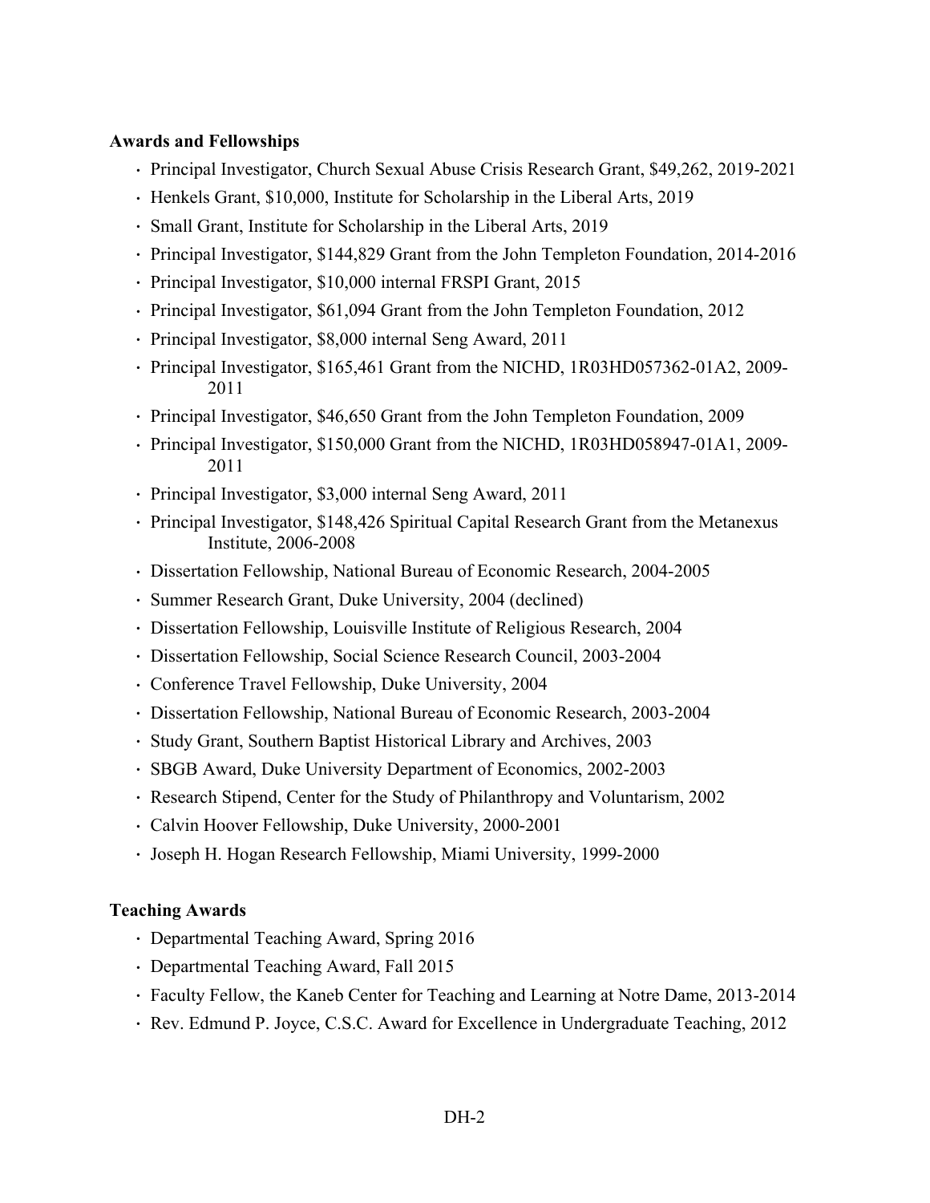**Awards and Fellowships**

- Principal Investigator, Church Sexual Abuse Crisis Research Grant, $49,262, 2019-2021
- Henkels Grant, $10,000, Institute for Scholarship in the Liberal Arts, 2019
- Small Grant, Institute for Scholarship in the Liberal Arts, 2019
- Principal Investigator, $144,829 Grant from the John Templeton Foundation, 2014-2016
- Principal Investigator, $10,000 internal FRSPI Grant, 2015
- Principal Investigator, $61,094 Grant from the John Templeton Foundation, 2012
- Principal Investigator, $8,000 internal Seng Award, 2011
- Principal Investigator, $165,461 Grant from the NICHD, 1R03HD057362-01A2, 2009-2011
- Principal Investigator, $46,650 Grant from the John Templeton Foundation, 2009
- Principal Investigator, $150,000 Grant from the NICHD, 1R03HD058947-01A1, 2009-2011
- Principal Investigator, $3,000 internal Seng Award, 2011
- Principal Investigator, $148,426 Spiritual Capital Research Grant from the Metanexus Institute, 2006-2008
- Dissertation Fellowship, National Bureau of Economic Research, 2004-2005
- Summer Research Grant, Duke University, 2004 (declined)
- Dissertation Fellowship, Louisville Institute of Religious Research, 2004
- Dissertation Fellowship, Social Science Research Council, 2003-2004
- Conference Travel Fellowship, Duke University, 2004
- Dissertation Fellowship, National Bureau of Economic Research, 2003-2004
- Study Grant, Southern Baptist Historical Library and Archives, 2003
- SBGB Award, Duke University Department of Economics, 2002-2003
- Research Stipend, Center for the Study of Philanthropy and Voluntarism, 2002
- Calvin Hoover Fellowship, Duke University, 2000-2001
- Joseph H. Hogan Research Fellowship, Miami University, 1999-2000

**Teaching Awards**

- Departmental Teaching Award, Spring 2016
- Departmental Teaching Award, Fall 2015
- Faculty Fellow, the Kaneb Center for Teaching and Learning at Notre Dame, 2013-2014
- Rev. Edmund P. Joyce, C.S.C. Award for Excellence in Undergraduate Teaching, 2012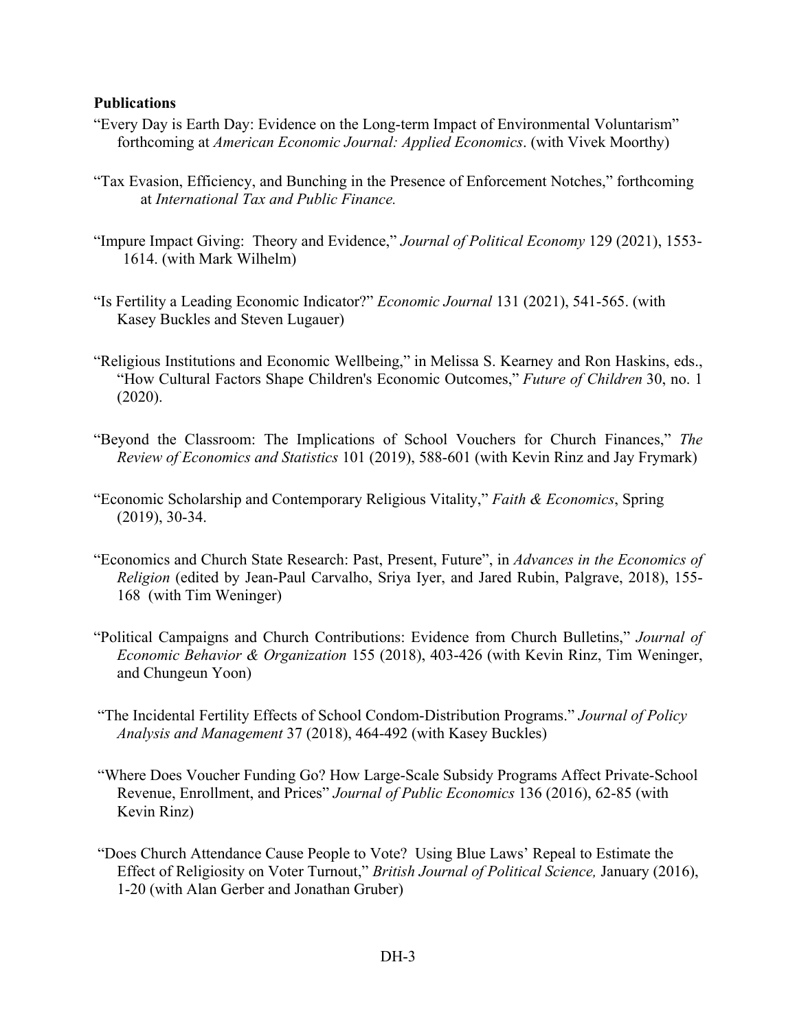**Publications**

"Every Day is Earth Day: Evidence on the Long-term Impact of Environmental Voluntarism" forthcoming at *American Economic Journal: Applied Economics*. (with Vivek Moorthy)

"Tax Evasion, Efficiency, and Bunching in the Presence of Enforcement Notches," forthcoming at *International Tax and Public Finance.*

"Impure Impact Giving: Theory and Evidence," *Journal of Political Economy* 129 (2021), 1553-1614. (with Mark Wilhelm)

"Is Fertility a Leading Economic Indicator?" *Economic Journal* 131 (2021), 541-565. (with Kasey Buckles and Steven Lugauer)

"Religious Institutions and Economic Wellbeing," in Melissa S. Kearney and Ron Haskins, eds., "How Cultural Factors Shape Children's Economic Outcomes," *Future of Children* 30, no. 1 (2020).

"Beyond the Classroom: The Implications of School Vouchers for Church Finances," *The Review of Economics and Statistics* 101 (2019), 588-601 (with Kevin Rinz and Jay Frymark)

"Economic Scholarship and Contemporary Religious Vitality," *Faith & Economics*, Spring (2019), 30-34.

"Economics and Church State Research: Past, Present, Future", in *Advances in the Economics of Religion* (edited by Jean-Paul Carvalho, Sriya Iyer, and Jared Rubin, Palgrave, 2018), 155-168 (with Tim Weninger)

"Political Campaigns and Church Contributions: Evidence from Church Bulletins," *Journal of Economic Behavior & Organization* 155 (2018), 403-426 (with Kevin Rinz, Tim Weninger, and Chungeun Yoon)

"The Incidental Fertility Effects of School Condom-Distribution Programs." *Journal of Policy Analysis and Management* 37 (2018), 464-492 (with Kasey Buckles)

"Where Does Voucher Funding Go? How Large-Scale Subsidy Programs Affect Private-School Revenue, Enrollment, and Prices" *Journal of Public Economics* 136 (2016), 62-85 (with Kevin Rinz)

"Does Church Attendance Cause People to Vote? Using Blue Laws' Repeal to Estimate the Effect of Religiosity on Voter Turnout," *British Journal of Political Science,* January (2016), 1-20 (with Alan Gerber and Jonathan Gruber)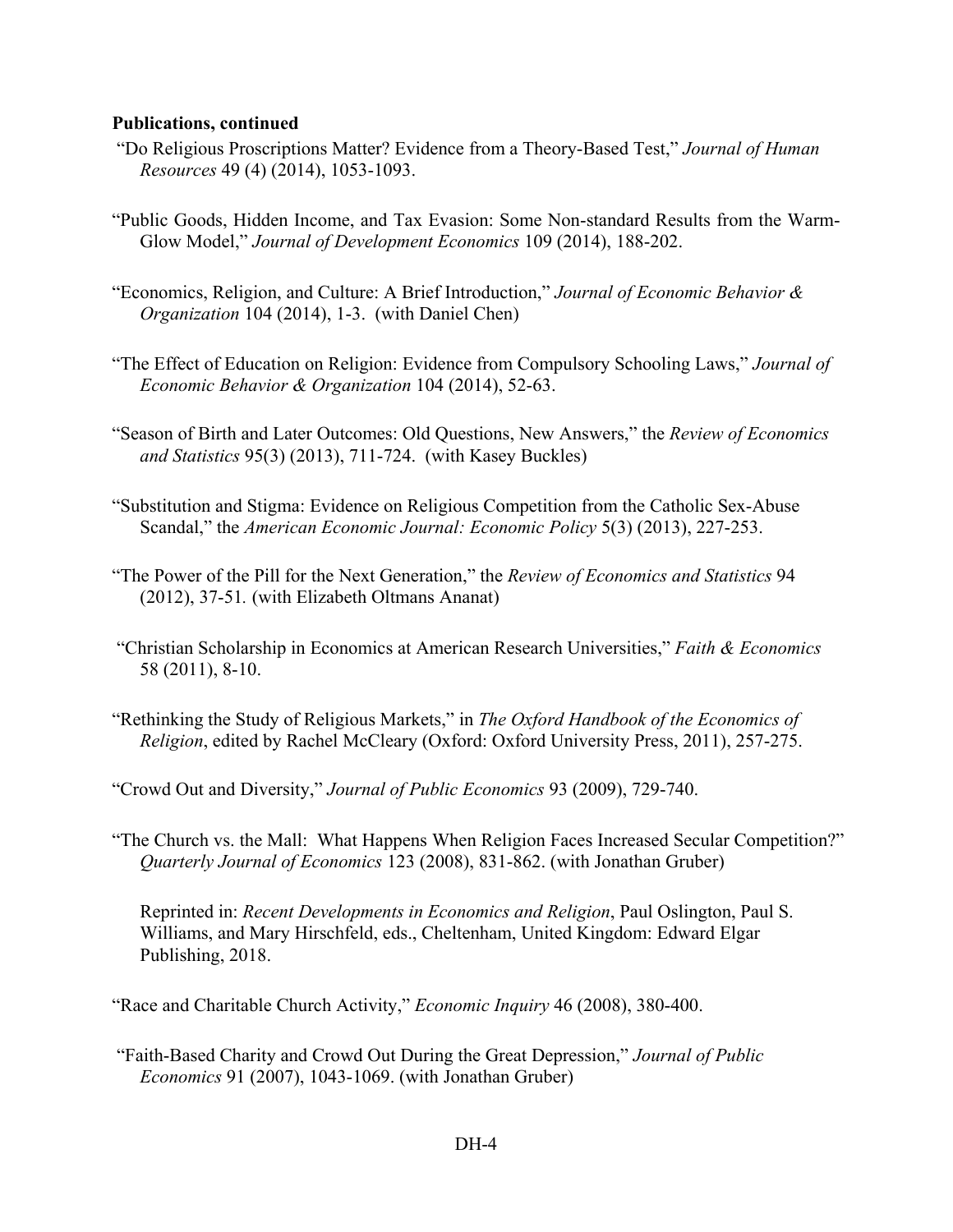**Publications, continued**

"Do Religious Proscriptions Matter? Evidence from a Theory-Based Test," *Journal of Human Resources* 49 (4) (2014), 1053-1093.

"Public Goods, Hidden Income, and Tax Evasion: Some Non-standard Results from the Warm-Glow Model," *Journal of Development Economics* 109 (2014), 188-202.

"Economics, Religion, and Culture: A Brief Introduction," *Journal of Economic Behavior & Organization* 104 (2014), 1-3. (with Daniel Chen)

"The Effect of Education on Religion: Evidence from Compulsory Schooling Laws," *Journal of Economic Behavior & Organization* 104 (2014), 52-63.

"Season of Birth and Later Outcomes: Old Questions, New Answers," the *Review of Economics and Statistics* 95(3) (2013), 711-724. (with Kasey Buckles)

"Substitution and Stigma: Evidence on Religious Competition from the Catholic Sex-Abuse Scandal," the *American Economic Journal: Economic Policy* 5(3) (2013), 227-253.

"The Power of the Pill for the Next Generation," the *Review of Economics and Statistics* 94 (2012), 37-51. (with Elizabeth Oltmans Ananat)

"Christian Scholarship in Economics at American Research Universities," *Faith & Economics* 58 (2011), 8-10.

"Rethinking the Study of Religious Markets," in *The Oxford Handbook of the Economics of Religion*, edited by Rachel McCleary (Oxford: Oxford University Press, 2011), 257-275.

"Crowd Out and Diversity," *Journal of Public Economics* 93 (2009), 729-740.

"The Church vs. the Mall: What Happens When Religion Faces Increased Secular Competition?" *Quarterly Journal of Economics* 123 (2008), 831-862. (with Jonathan Gruber)

Reprinted in: *Recent Developments in Economics and Religion*, Paul Oslington, Paul S. Williams, and Mary Hirschfeld, eds., Cheltenham, United Kingdom: Edward Elgar Publishing, 2018.

"Race and Charitable Church Activity," *Economic Inquiry* 46 (2008), 380-400.

"Faith-Based Charity and Crowd Out During the Great Depression," *Journal of Public Economics* 91 (2007), 1043-1069. (with Jonathan Gruber)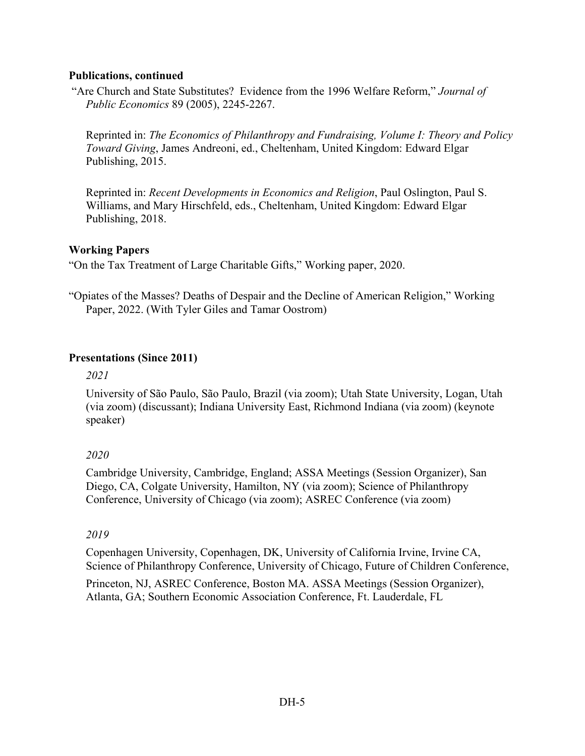**Publications, continued**

"Are Church and State Substitutes? Evidence from the 1996 Welfare Reform," *Journal of Public Economics* 89 (2005), 2245-2267.

Reprinted in: *The Economics of Philanthropy and Fundraising, Volume I: Theory and Policy Toward Giving*, James Andreoni, ed., Cheltenham, United Kingdom: Edward Elgar Publishing, 2015.

Reprinted in: *Recent Developments in Economics and Religion*, Paul Oslington, Paul S. Williams, and Mary Hirschfeld, eds., Cheltenham, United Kingdom: Edward Elgar Publishing, 2018.

**Working Papers**

"On the Tax Treatment of Large Charitable Gifts," Working paper, 2020.

"Opiates of the Masses? Deaths of Despair and the Decline of American Religion," Working Paper, 2022. (With Tyler Giles and Tamar Oostrom)

**Presentations (Since 2011)**

*2021*

University of São Paulo, São Paulo, Brazil (via zoom); Utah State University, Logan, Utah (via zoom) (discussant); Indiana University East, Richmond Indiana (via zoom) (keynote speaker)

*2020*

Cambridge University, Cambridge, England; ASSA Meetings (Session Organizer), San Diego, CA, Colgate University, Hamilton, NY (via zoom); Science of Philanthropy Conference, University of Chicago (via zoom); ASREC Conference (via zoom)

*2019*

Copenhagen University, Copenhagen, DK, University of California Irvine, Irvine CA, Science of Philanthropy Conference, University of Chicago, Future of Children Conference, Princeton, NJ, ASREC Conference, Boston MA. ASSA Meetings (Session Organizer), Atlanta, GA; Southern Economic Association Conference, Ft. Lauderdale, FL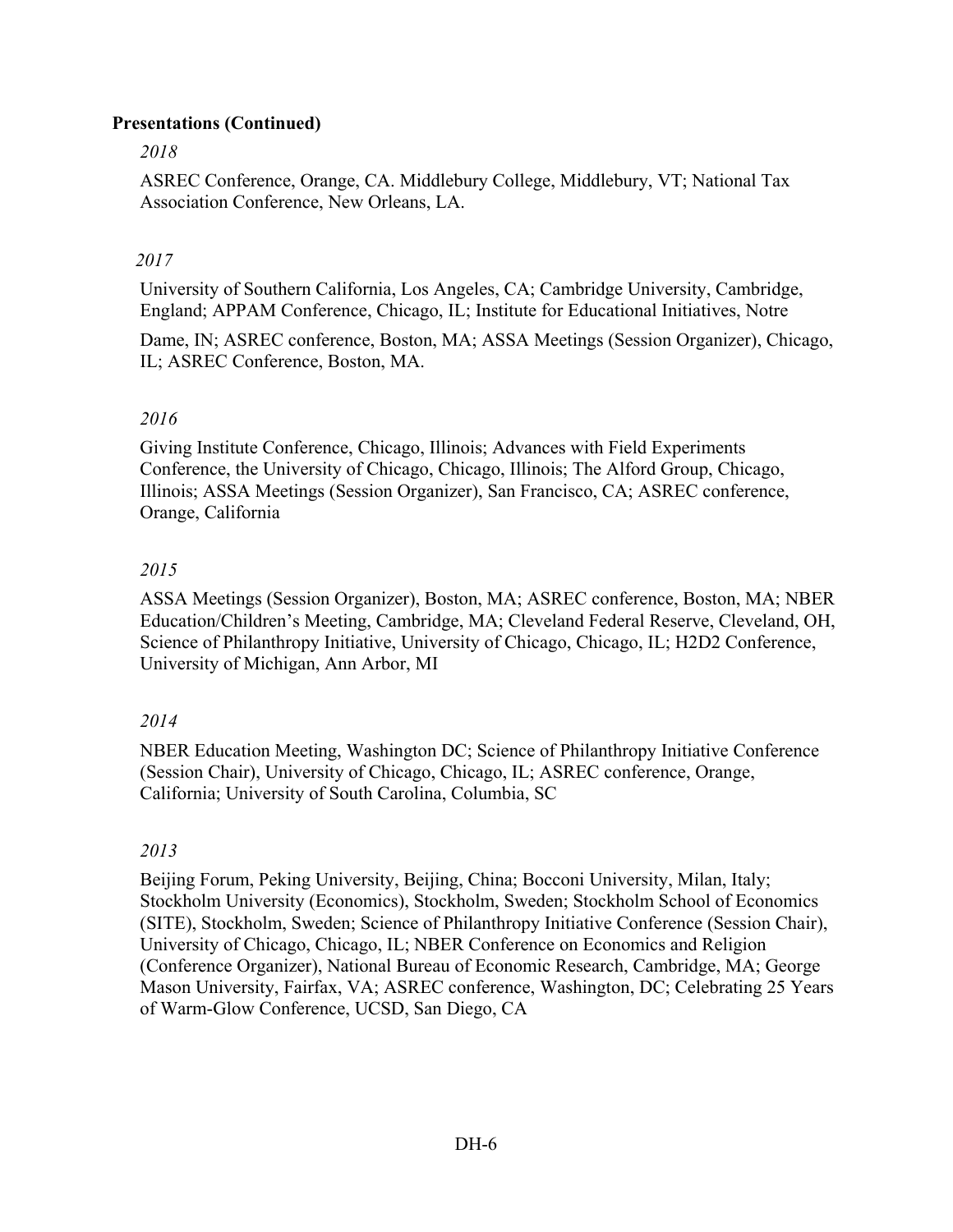**Presentations (Continued)**

*2018*

ASREC Conference, Orange, CA. Middlebury College, Middlebury, VT; National Tax Association Conference, New Orleans, LA.

*2017*

University of Southern California, Los Angeles, CA; Cambridge University, Cambridge, England; APPAM Conference, Chicago, IL; Institute for Educational Initiatives, Notre Dame, IN; ASREC conference, Boston, MA; ASSA Meetings (Session Organizer), Chicago, IL; ASREC Conference, Boston, MA.

*2016*

Giving Institute Conference, Chicago, Illinois; Advances with Field Experiments Conference, the University of Chicago, Chicago, Illinois; The Alford Group, Chicago, Illinois; ASSA Meetings (Session Organizer), San Francisco, CA; ASREC conference, Orange, California

*2015*

ASSA Meetings (Session Organizer), Boston, MA; ASREC conference, Boston, MA; NBER Education/Children's Meeting, Cambridge, MA; Cleveland Federal Reserve, Cleveland, OH, Science of Philanthropy Initiative, University of Chicago, Chicago, IL; H2D2 Conference, University of Michigan, Ann Arbor, MI

*2014*

NBER Education Meeting, Washington DC; Science of Philanthropy Initiative Conference (Session Chair), University of Chicago, Chicago, IL; ASREC conference, Orange, California; University of South Carolina, Columbia, SC

*2013*

Beijing Forum, Peking University, Beijing, China; Bocconi University, Milan, Italy; Stockholm University (Economics), Stockholm, Sweden; Stockholm School of Economics (SITE), Stockholm, Sweden; Science of Philanthropy Initiative Conference (Session Chair), University of Chicago, Chicago, IL; NBER Conference on Economics and Religion (Conference Organizer), National Bureau of Economic Research, Cambridge, MA; George Mason University, Fairfax, VA; ASREC conference, Washington, DC; Celebrating 25 Years of Warm-Glow Conference, UCSD, San Diego, CA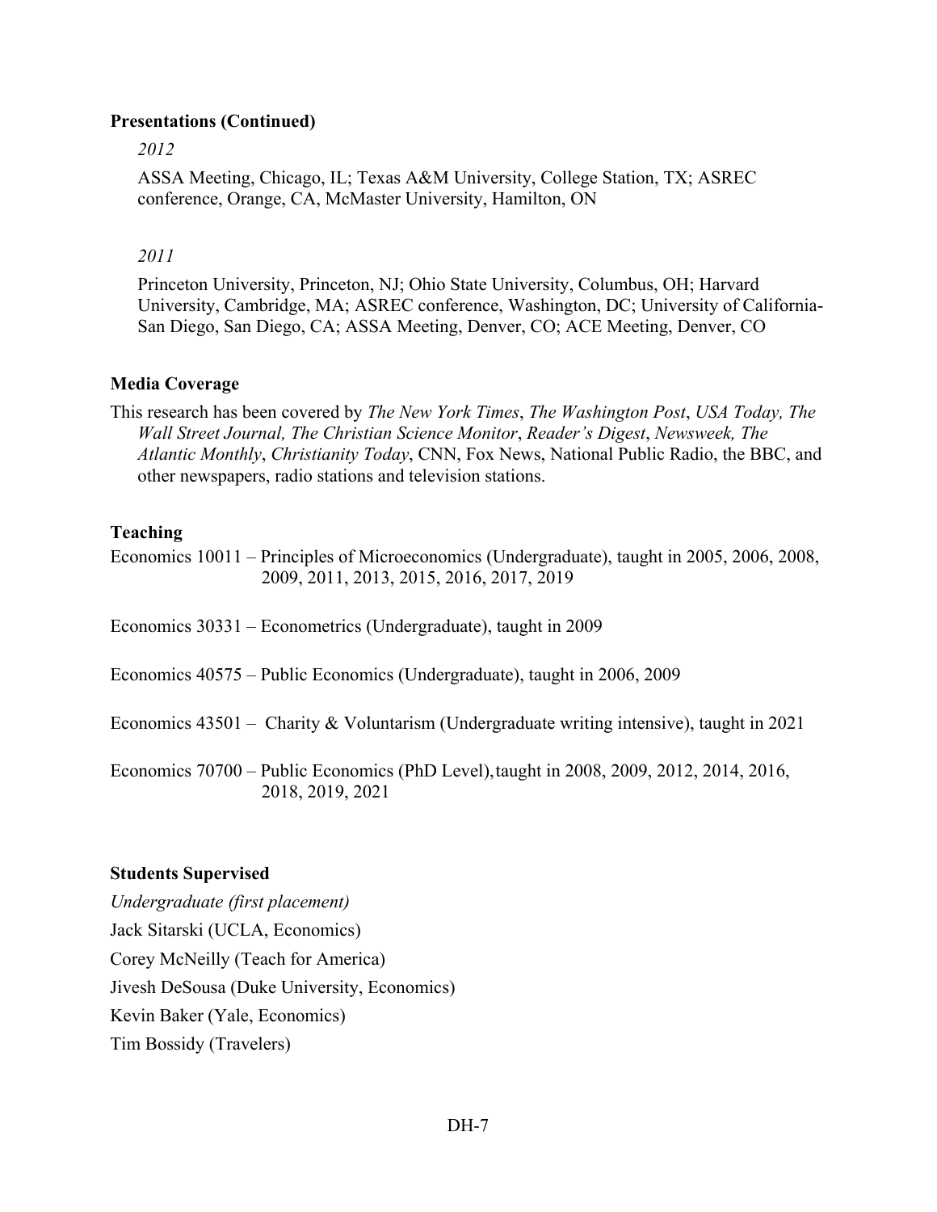**Presentations (Continued)**

*2012*

ASSA Meeting, Chicago, IL; Texas A&M University, College Station, TX; ASREC conference, Orange, CA, McMaster University, Hamilton, ON

*2011*

Princeton University, Princeton, NJ; Ohio State University, Columbus, OH; Harvard University, Cambridge, MA; ASREC conference, Washington, DC; University of California-San Diego, San Diego, CA; ASSA Meeting, Denver, CO; ACE Meeting, Denver, CO

**Media Coverage**

This research has been covered by *The New York Times*, *The Washington Post*, *USA Today, The Wall Street Journal, The Christian Science Monitor*, *Reader's Digest*, *Newsweek, The Atlantic Monthly*, *Christianity Today*, CNN, Fox News, National Public Radio, the BBC, and other newspapers, radio stations and television stations.

**Teaching**

Economics 10011 – Principles of Microeconomics (Undergraduate), taught in 2005, 2006, 2008, 2009, 2011, 2013, 2015, 2016, 2017, 2019

Economics 30331 – Econometrics (Undergraduate), taught in 2009

Economics 40575 – Public Economics (Undergraduate), taught in 2006, 2009

Economics 43501 – Charity & Voluntarism (Undergraduate writing intensive), taught in 2021

Economics 70700 – Public Economics (PhD Level), taught in 2008, 2009, 2012, 2014, 2016, 2018, 2019, 2021

**Students Supervised**

*Undergraduate (first placement)*

Jack Sitarski (UCLA, Economics)

Corey McNeilly (Teach for America)

Jivesh DeSousa (Duke University, Economics)

Kevin Baker (Yale, Economics)

Tim Bossidy (Travelers)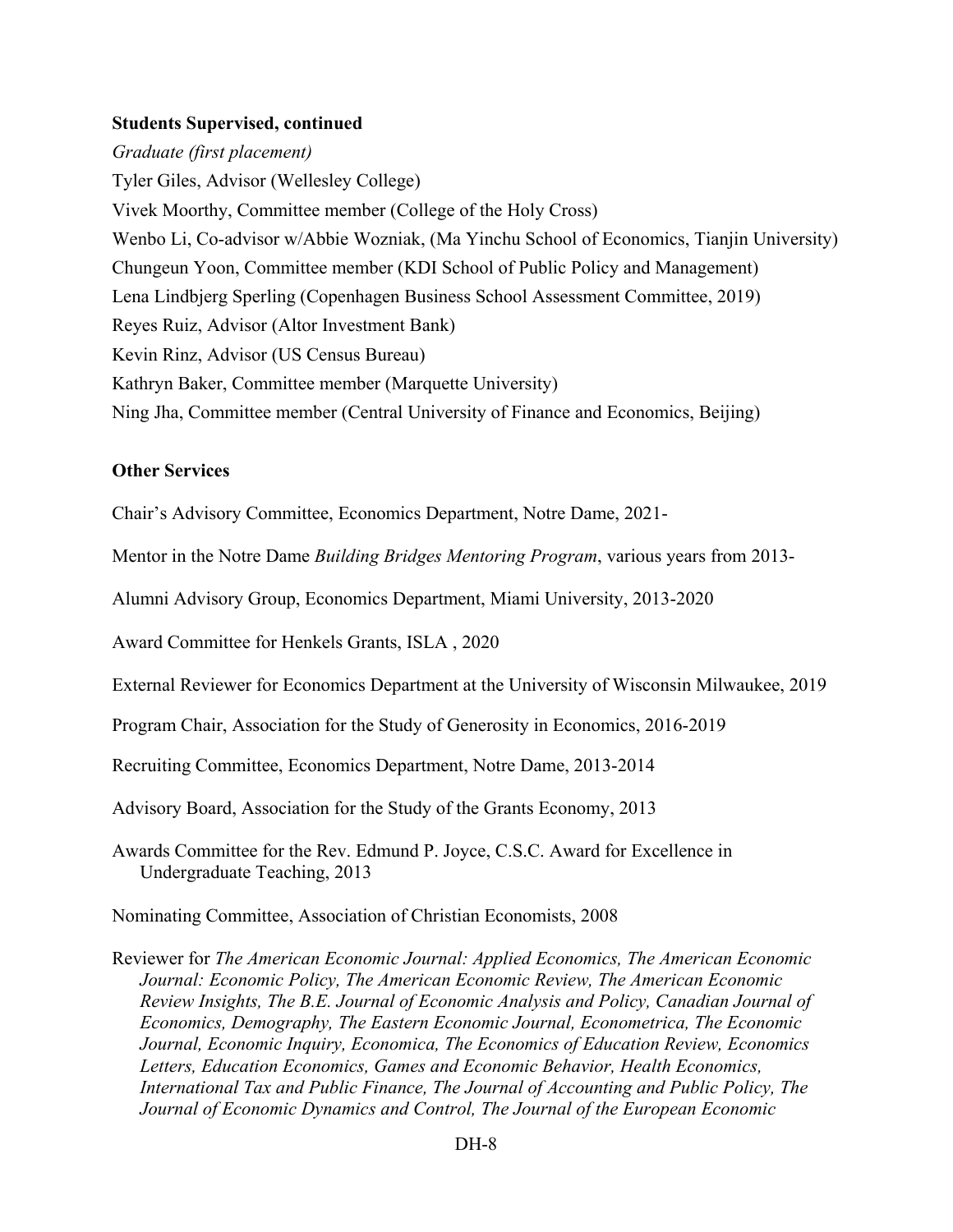**Students Supervised, continued**

*Graduate (first placement)*

Tyler Giles, Advisor (Wellesley College)

Vivek Moorthy, Committee member (College of the Holy Cross)

Wenbo Li, Co-advisor w/Abbie Wozniak, (Ma Yinchu School of Economics, Tianjin University)

Chungeun Yoon, Committee member (KDI School of Public Policy and Management)

Lena Lindbjerg Sperling (Copenhagen Business School Assessment Committee, 2019)

Reyes Ruiz, Advisor (Altor Investment Bank)

Kevin Rinz, Advisor (US Census Bureau)

Kathryn Baker, Committee member (Marquette University)

Ning Jha, Committee member (Central University of Finance and Economics, Beijing)

**Other Services**

Chair's Advisory Committee, Economics Department, Notre Dame, 2021-

Mentor in the Notre Dame *Building Bridges Mentoring Program*, various years from 2013-

Alumni Advisory Group, Economics Department, Miami University, 2013-2020

Award Committee for Henkels Grants, ISLA , 2020

External Reviewer for Economics Department at the University of Wisconsin Milwaukee, 2019

Program Chair, Association for the Study of Generosity in Economics, 2016-2019

Recruiting Committee, Economics Department, Notre Dame, 2013-2014

Advisory Board, Association for the Study of the Grants Economy, 2013

Awards Committee for the Rev. Edmund P. Joyce, C.S.C. Award for Excellence in Undergraduate Teaching, 2013

Nominating Committee, Association of Christian Economists, 2008

Reviewer for *The American Economic Journal: Applied Economics, The American Economic Journal: Economic Policy, The American Economic Review, The American Economic Review Insights, The B.E. Journal of Economic Analysis and Policy, Canadian Journal of Economics, Demography, The Eastern Economic Journal, Econometrica, The Economic Journal, Economic Inquiry, Economica, The Economics of Education Review, Economics Letters, Education Economics, Games and Economic Behavior, Health Economics, International Tax and Public Finance, The Journal of Accounting and Public Policy, The Journal of Economic Dynamics and Control, The Journal of the European Economic*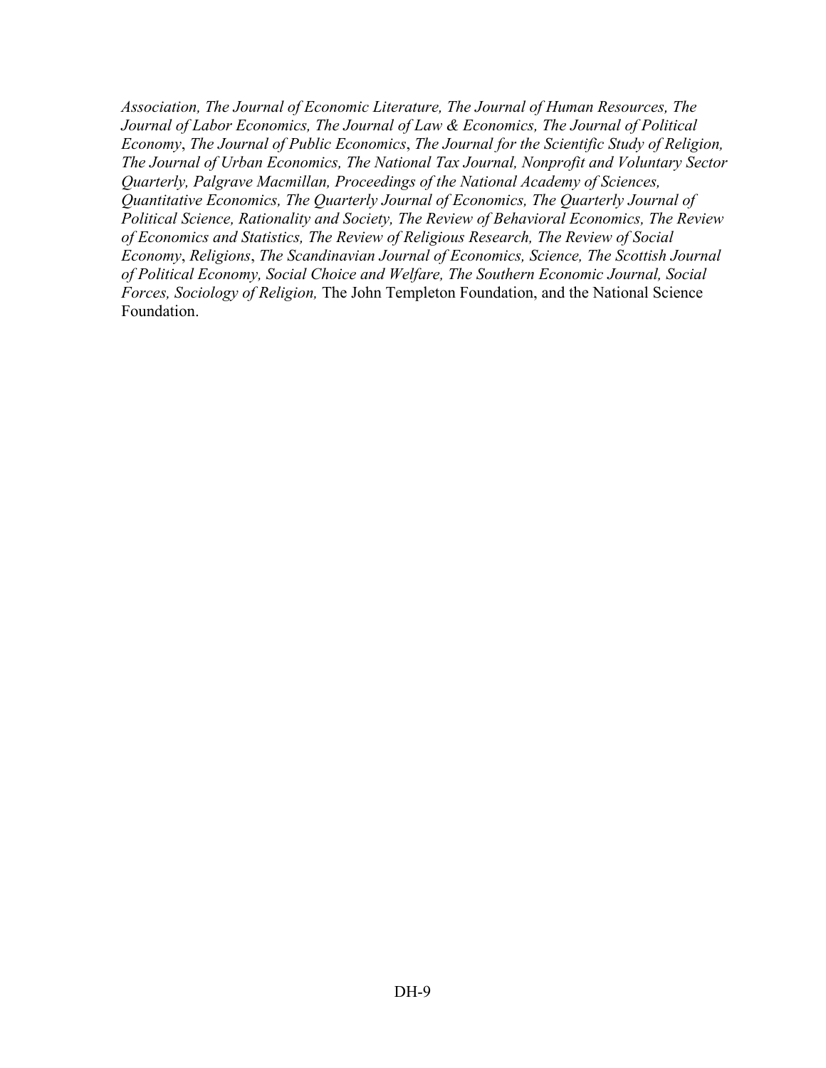*Association, The Journal of Economic Literature, The Journal of Human Resources, The Journal of Labor Economics, The Journal of Law & Economics, The Journal of Political Economy*, *The Journal of Public Economics*, *The Journal for the Scientific Study of Religion, The Journal of Urban Economics, The National Tax Journal, Nonprofit and Voluntary Sector Quarterly, Palgrave Macmillan, Proceedings of the National Academy of Sciences, Quantitative Economics, The Quarterly Journal of Economics, The Quarterly Journal of Political Science, Rationality and Society, The Review of Behavioral Economics, The Review of Economics and Statistics, The Review of Religious Research, The Review of Social Economy*, *Religions*, *The Scandinavian Journal of Economics, Science, The Scottish Journal of Political Economy, Social Choice and Welfare, The Southern Economic Journal, Social Forces, Sociology of Religion,* The John Templeton Foundation, and the National Science Foundation.